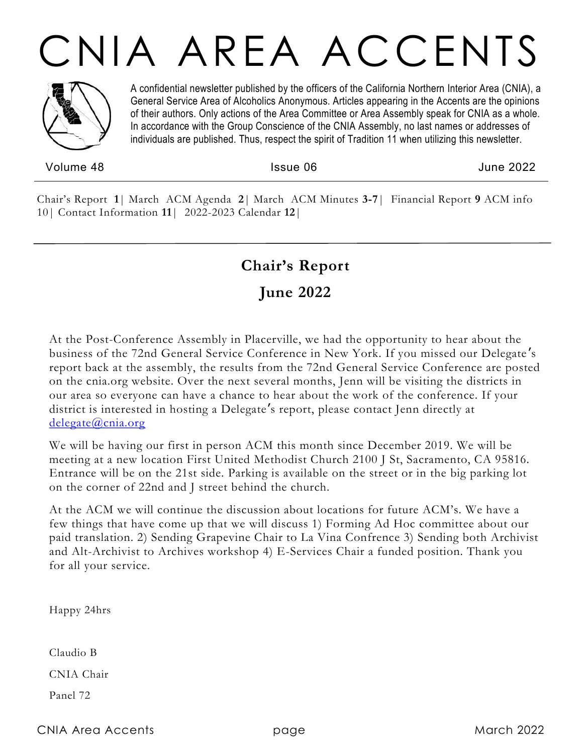# CNIA AREA ACCENTS

A confidential newsletter published by the officers of the California Northern Interior Area (CNIA), a General Service Area of Alcoholics Anonymous. Articles appearing in the Accents are the opinions of their authors. Only actions of the Area Committee or Area Assembly speak for CNIA as a whole. In accordance with the Group Conscience of the CNIA Assembly, no last names or addresses of individuals are published. Thus, respect the spirit of Tradition 11 when utilizing this newsletter.

Volume 48 | Issue 06 | June 2022

Chair's Report **1**| March ACM Agenda **2**| March ACM Minutes **3-7**| Financial Report **9** ACM info 10| Contact Information **11**| 2022-2023 Calendar **12**|

## Chair's Report

## June 2022

At the Post-Conference Assembly in Placerville, we had the opportunity to hear about the business of the 72nd General Service Conference in New York. If you missed our Delegate's report back at the assembly, the results from the 72nd General Service Conference are posted on the cnia.org website. Over the next several months, Jenn will be visiting the districts in our area so everyone can have a chance to hear about the work of the conference. If your district is interested in hosting a Delegate's report, please contact Jenn directly at delegate@cnia.org

We will be having our first in person ACM this month since December 2019. We will be meeting at a new location First United Methodist Church 2100 J St, Sacramento, CA 95816. Entrance will be on the 21st side. Parking is available on the street or in the big parking lot on the corner of 22nd and J street behind the church.

At the ACM we will continue the discussion about locations for future ACM's. We have a few things that have come up that we will discuss 1) Forming Ad Hoc committee about our paid translation. 2) Sending Grapevine Chair to La Vina Confrence 3) Sending both Archivist and Alt-Archivist to Archives workshop 4) E-Services Chair a funded position. Thank you for all your service.

Happy 24hrs

Claudio B

CNIA Chair

Panel 72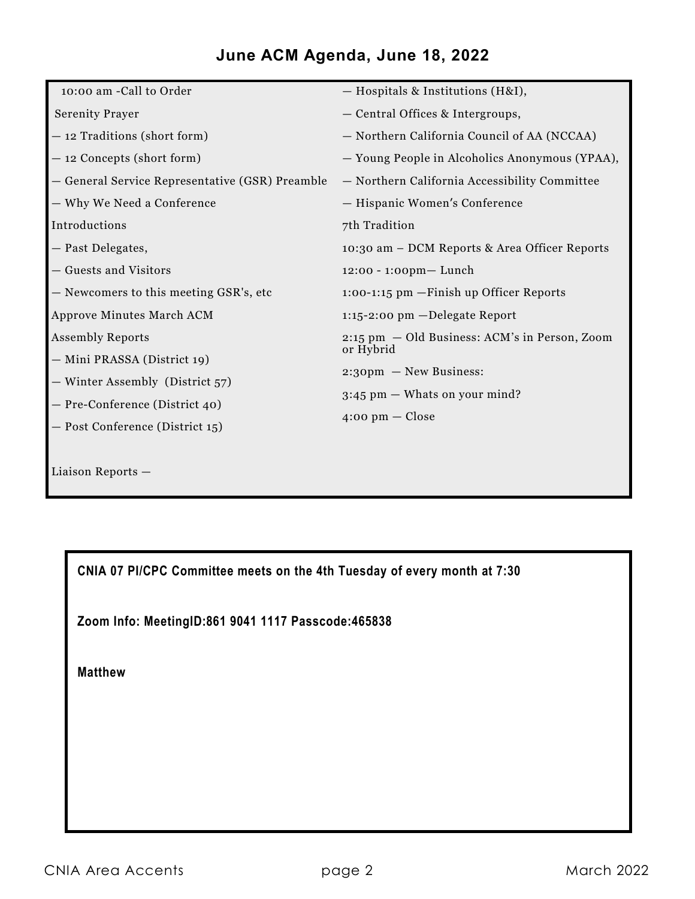## June ACM Agenda, June 18, 2022

10:00 am -Call to Order

Serenity Prayer

— 12 Traditions (short form)

— 12 Concepts (short form)

— General Service Representative (GSR) Preamble

— Why We Need a Conference

Introductions

— Past Delegates,

— Guests and Visitors

— Newcomers to this meeting GSR's, etc

Approve Minutes March ACM

Assembly Reports

— Mini PRASSA (District 19)

— Winter Assembly (District 57)

— Pre-Conference (District 40)

— Post Conference (District 15)

Liaison Reports —

— Hospitals & Institutions (H&I),

— Central Offices & Intergroups,

— Northern California Council of AA (NCCAA)

— Young People in Alcoholics Anonymous (YPAA),

— Northern California Accessibility Committee

— Hispanic Women's Conference

7th Tradition

10:30 am – DCM Reports & Area Officer Reports

12:00 - 1:00pm— Lunch

1:00-1:15 pm —Finish up Officer Reports

1:15-2:00 pm —Delegate Report

2:15 pm — Old Business: ACM's in Person, Zoom or Hybrid

2:30pm — New Business:

3:45 pm — Whats on your mind?

4:00 pm — Close

**CNIA 07 PI/CPC Committee meets on the 4th Tuesday of every month at 7:30**

**Zoom Info: MeetingID:861 9041 1117 Passcode:465838**

**Matthew**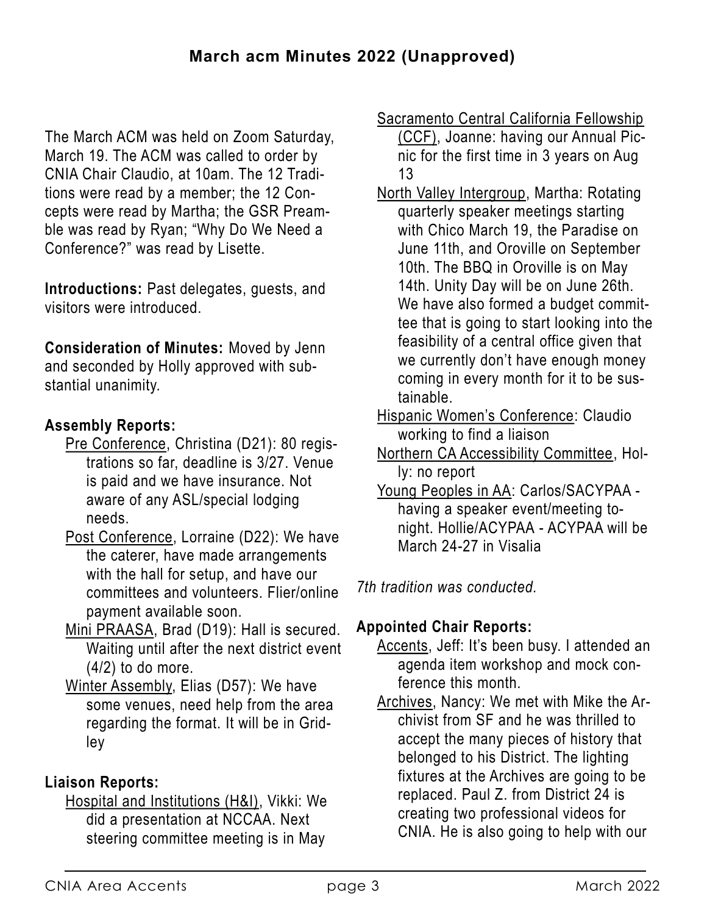## March acm Minutes 2022 (Unapproved)

The March ACM was held on Zoom Saturday, March 19. The ACM was called to order by CNIA Chair Claudio, at 10am. The 12 Traditions were read by a member; the 12 Concepts were read by Martha; the GSR Preamble was read by Ryan; "Why Do We Need a Conference?" was read by Lisette.

**Introductions:** Past delegates, guests, and visitors were introduced.

**Consideration of Minutes:** Moved by Jenn and seconded by Holly approved with substantial unanimity.

**Assembly Reports:**

- Pre Conference, Christina (D21): 80 registrations so far, deadline is 3/27. Venue is paid and we have insurance. Not aware of any ASL/special lodging needs.
- Post Conference, Lorraine (D22): We have the caterer, have made arrangements with the hall for setup, and have our committees and volunteers. Flier/online payment available soon.
- Mini PRAASA, Brad (D19): Hall is secured. Waiting until after the next district event (4/2) to do more.
- Winter Assembly, Elias (D57): We have some venues, need help from the area regarding the format. It will be in Gridley

**Liaison Reports:**

- Hospital and Institutions (H&I), Vikki: We did a presentation at NCCAA. Next steering committee meeting is in May
- Sacramento Central California Fellowship (CCF), Joanne: having our Annual Picnic for the first time in 3 years on Aug 13
- North Valley Intergroup, Martha: Rotating quarterly speaker meetings starting with Chico March 19, the Paradise on June 11th, and Oroville on September 10th. The BBQ in Oroville is on May 14th. Unity Day will be on June 26th. We have also formed a budget committee that is going to start looking into the feasibility of a central office given that we currently don't have enough money coming in every month for it to be sustainable.
- Hispanic Women's Conference: Claudio working to find a liaison
- Northern CA Accessibility Committee, Holly: no report
- Young Peoples in AA: Carlos/SACYPAA - having a speaker event/meeting tonight. Hollie/ACYPAA - ACYPAA will be March 24-27 in Visalia

*7th tradition was conducted.*

**Appointed Chair Reports:**

- Accents, Jeff: It's been busy. I attended an agenda item workshop and mock conference this month.
- Archives, Nancy: We met with Mike the Archivist from SF and he was thrilled to accept the many pieces of history that belonged to his District. The lighting fixtures at the Archives are going to be replaced. Paul Z. from District 24 is creating two professional videos for CNIA. He is also going to help with our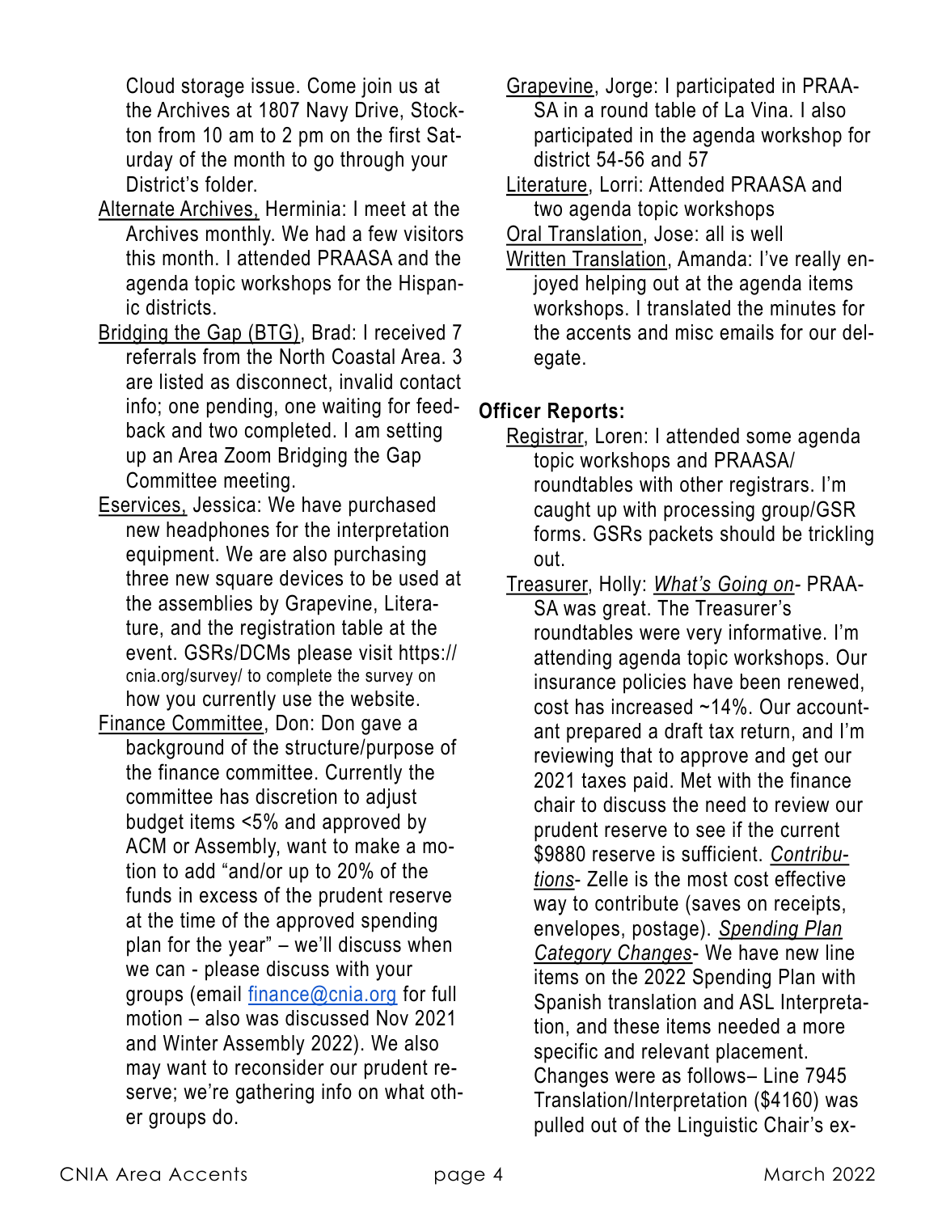Cloud storage issue. Come join us at the Archives at 1807 Navy Drive, Stockton from 10 am to 2 pm on the first Saturday of the month to go through your District's folder.

Alternate Archives, Herminia: I meet at the Archives monthly. We had a few visitors this month. I attended PRAASA and the agenda topic workshops for the Hispanic districts.

Bridging the Gap (BTG), Brad: I received 7 referrals from the North Coastal Area. 3 are listed as disconnect, invalid contact info; one pending, one waiting for feedback and two completed. I am setting up an Area Zoom Bridging the Gap Committee meeting.

Eservices, Jessica: We have purchased new headphones for the interpretation equipment. We are also purchasing three new square devices to be used at the assemblies by Grapevine, Literature, and the registration table at the event. GSRs/DCMs please visit https://cnia.org/survey/ to complete the survey on how you currently use the website.

Finance Committee, Don: Don gave a background of the structure/purpose of the finance committee. Currently the committee has discretion to adjust budget items <5% and approved by ACM or Assembly, want to make a motion to add "and/or up to 20% of the funds in excess of the prudent reserve at the time of the approved spending plan for the year" – we'll discuss when we can - please discuss with your groups (email finance@cnia.org for full motion – also was discussed Nov 2021 and Winter Assembly 2022). We also may want to reconsider our prudent reserve; we're gathering info on what other groups do.

Grapevine, Jorge: I participated in PRAASA in a round table of La Vina. I also participated in the agenda workshop for district 54-56 and 57

Literature, Lorri: Attended PRAASA and two agenda topic workshops

Oral Translation, Jose: all is well

Written Translation, Amanda: I've really enjoyed helping out at the agenda items workshops. I translated the minutes for the accents and misc emails for our delegate.

**Officer Reports:**

Registrar, Loren: I attended some agenda topic workshops and PRAASA/roundtables with other registrars. I'm caught up with processing group/GSR forms. GSRs packets should be trickling out.

Treasurer, Holly: *What's Going on*- PRAASA was great. The Treasurer's roundtables were very informative. I'm attending agenda topic workshops. Our insurance policies have been renewed, cost has increased ~14%. Our accountant prepared a draft tax return, and I'm reviewing that to approve and get our 2021 taxes paid. Met with the finance chair to discuss the need to review our prudent reserve to see if the current $9880 reserve is sufficient. *Contributions*- Zelle is the most cost effective way to contribute (saves on receipts, envelopes, postage). *Spending Plan Category Changes*- We have new line items on the 2022 Spending Plan with Spanish translation and ASL Interpretation, and these items needed a more specific and relevant placement. Changes were as follows– Line 7945 Translation/Interpretation ($4160) was pulled out of the Linguistic Chair's ex-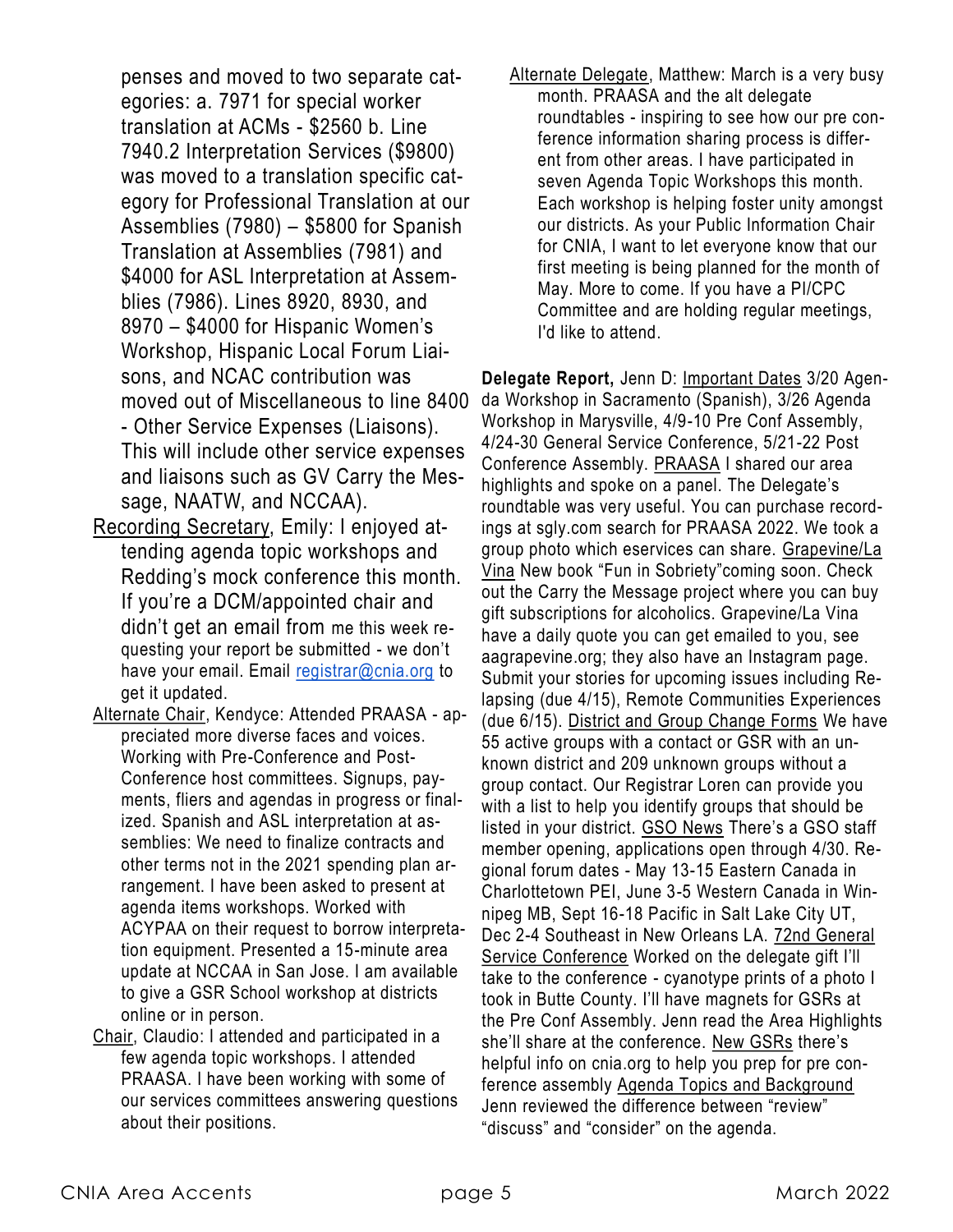penses and moved to two separate categories: a. 7971 for special worker translation at ACMs - $2560 b. Line 7940.2 Interpretation Services ($9800) was moved to a translation specific category for Professional Translation at our Assemblies (7980) – $5800 for Spanish Translation at Assemblies (7981) and $4000 for ASL Interpretation at Assemblies (7986). Lines 8920, 8930, and 8970 – $4000 for Hispanic Women's Workshop, Hispanic Local Forum Liaisons, and NCAC contribution was moved out of Miscellaneous to line 8400 - Other Service Expenses (Liaisons). This will include other service expenses and liaisons such as GV Carry the Message, NAATW, and NCCAA).

- Recording Secretary, Emily: I enjoyed attending agenda topic workshops and Redding's mock conference this month. If you're a DCM/appointed chair and didn't get an email from me this week requesting your report be submitted - we don't have your email. Email registrar@cnia.org to get it updated.
- Alternate Chair, Kendyce: Attended PRAASA - appreciated more diverse faces and voices. Working with Pre-Conference and Post-Conference host committees. Signups, payments, fliers and agendas in progress or finalized. Spanish and ASL interpretation at assemblies: We need to finalize contracts and other terms not in the 2021 spending plan arrangement. I have been asked to present at agenda items workshops. Worked with ACYPAA on their request to borrow interpretation equipment. Presented a 15-minute area update at NCCAA in San Jose. I am available to give a GSR School workshop at districts online or in person.
- Chair, Claudio: I attended and participated in a few agenda topic workshops. I attended PRAASA. I have been working with some of our services committees answering questions about their positions.
- Alternate Delegate, Matthew: March is a very busy month. PRAASA and the alt delegate roundtables - inspiring to see how our pre conference information sharing process is different from other areas. I have participated in seven Agenda Topic Workshops this month. Each workshop is helping foster unity amongst our districts. As your Public Information Chair for CNIA, I want to let everyone know that our first meeting is being planned for the month of May. More to come. If you have a PI/CPC Committee and are holding regular meetings, I'd like to attend.

**Delegate Report,** Jenn D: Important Dates 3/20 Agenda Workshop in Sacramento (Spanish), 3/26 Agenda Workshop in Marysville, 4/9-10 Pre Conf Assembly, 4/24-30 General Service Conference, 5/21-22 Post Conference Assembly. PRAASA I shared our area highlights and spoke on a panel. The Delegate's roundtable was very useful. You can purchase recordings at sgly.com search for PRAASA 2022. We took a group photo which eservices can share. Grapevine/La Vina New book "Fun in Sobriety"coming soon. Check out the Carry the Message project where you can buy gift subscriptions for alcoholics. Grapevine/La Vina have a daily quote you can get emailed to you, see aagrapevine.org; they also have an Instagram page. Submit your stories for upcoming issues including Relapsing (due 4/15), Remote Communities Experiences (due 6/15). District and Group Change Forms We have 55 active groups with a contact or GSR with an unknown district and 209 unknown groups without a group contact. Our Registrar Loren can provide you with a list to help you identify groups that should be listed in your district. GSO News There's a GSO staff member opening, applications open through 4/30. Regional forum dates - May 13-15 Eastern Canada in Charlottetown PEI, June 3-5 Western Canada in Winnipeg MB, Sept 16-18 Pacific in Salt Lake City UT, Dec 2-4 Southeast in New Orleans LA. 72nd General Service Conference Worked on the delegate gift I'll take to the conference - cyanotype prints of a photo I took in Butte County. I'll have magnets for GSRs at the Pre Conf Assembly. Jenn read the Area Highlights she'll share at the conference. New GSRs there's helpful info on cnia.org to help you prep for pre conference assembly Agenda Topics and Background Jenn reviewed the difference between "review" "discuss" and "consider" on the agenda.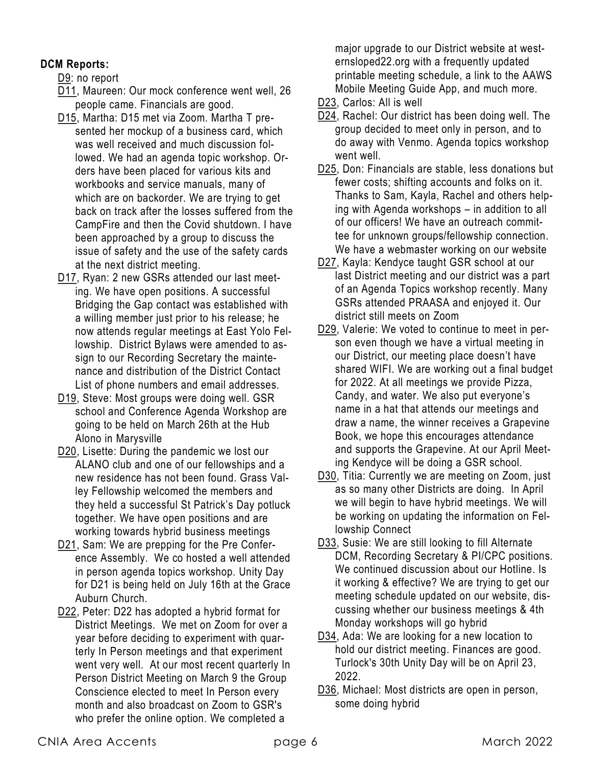**DCM Reports:**

D9: no report

D11, Maureen: Our mock conference went well, 26 people came. Financials are good.

D15, Martha: D15 met via Zoom. Martha T presented her mockup of a business card, which was well received and much discussion followed. We had an agenda topic workshop. Orders have been placed for various kits and workbooks and service manuals, many of which are on backorder. We are trying to get back on track after the losses suffered from the CampFire and then the Covid shutdown. I have been approached by a group to discuss the issue of safety and the use of the safety cards at the next district meeting.

D17, Ryan: 2 new GSRs attended our last meeting. We have open positions. A successful Bridging the Gap contact was established with a willing member just prior to his release; he now attends regular meetings at East Yolo Fellowship. District Bylaws were amended to assign to our Recording Secretary the maintenance and distribution of the District Contact List of phone numbers and email addresses.

D19, Steve: Most groups were doing well. GSR school and Conference Agenda Workshop are going to be held on March 26th at the Hub Alono in Marysville

D20, Lisette: During the pandemic we lost our ALANO club and one of our fellowships and a new residence has not been found. Grass Valley Fellowship welcomed the members and they held a successful St Patrick's Day potluck together. We have open positions and are working towards hybrid business meetings

D21, Sam: We are prepping for the Pre Conference Assembly. We co hosted a well attended in person agenda topics workshop. Unity Day for D21 is being held on July 16th at the Grace Auburn Church.

D22, Peter: D22 has adopted a hybrid format for District Meetings. We met on Zoom for over a year before deciding to experiment with quarterly In Person meetings and that experiment went very well. At our most recent quarterly In Person District Meeting on March 9 the Group Conscience elected to meet In Person every month and also broadcast on Zoom to GSR's who prefer the online option. We completed a major upgrade to our District website at westernsloped22.org with a frequently updated printable meeting schedule, a link to the AAWS Mobile Meeting Guide App, and much more.

D23, Carlos: All is well

D24, Rachel: Our district has been doing well. The group decided to meet only in person, and to do away with Venmo. Agenda topics workshop went well.

D25, Don: Financials are stable, less donations but fewer costs; shifting accounts and folks on it. Thanks to Sam, Kayla, Rachel and others helping with Agenda workshops – in addition to all of our officers! We have an outreach committee for unknown groups/fellowship connection. We have a webmaster working on our website

D27, Kayla: Kendyce taught GSR school at our last District meeting and our district was a part of an Agenda Topics workshop recently. Many GSRs attended PRAASA and enjoyed it. Our district still meets on Zoom

D29, Valerie: We voted to continue to meet in person even though we have a virtual meeting in our District, our meeting place doesn't have shared WIFI. We are working out a final budget for 2022. At all meetings we provide Pizza, Candy, and water. We also put everyone's name in a hat that attends our meetings and draw a name, the winner receives a Grapevine Book, we hope this encourages attendance and supports the Grapevine. At our April Meeting Kendyce will be doing a GSR school.

D30, Titia: Currently we are meeting on Zoom, just as so many other Districts are doing. In April we will begin to have hybrid meetings. We will be working on updating the information on Fellowship Connect

D33, Susie: We are still looking to fill Alternate DCM, Recording Secretary & PI/CPC positions. We continued discussion about our Hotline. Is it working & effective? We are trying to get our meeting schedule updated on our website, discussing whether our business meetings & 4th Monday workshops will go hybrid

D34, Ada: We are looking for a new location to hold our district meeting. Finances are good. Turlock's 30th Unity Day will be on April 23, 2022.

D36, Michael: Most districts are open in person, some doing hybrid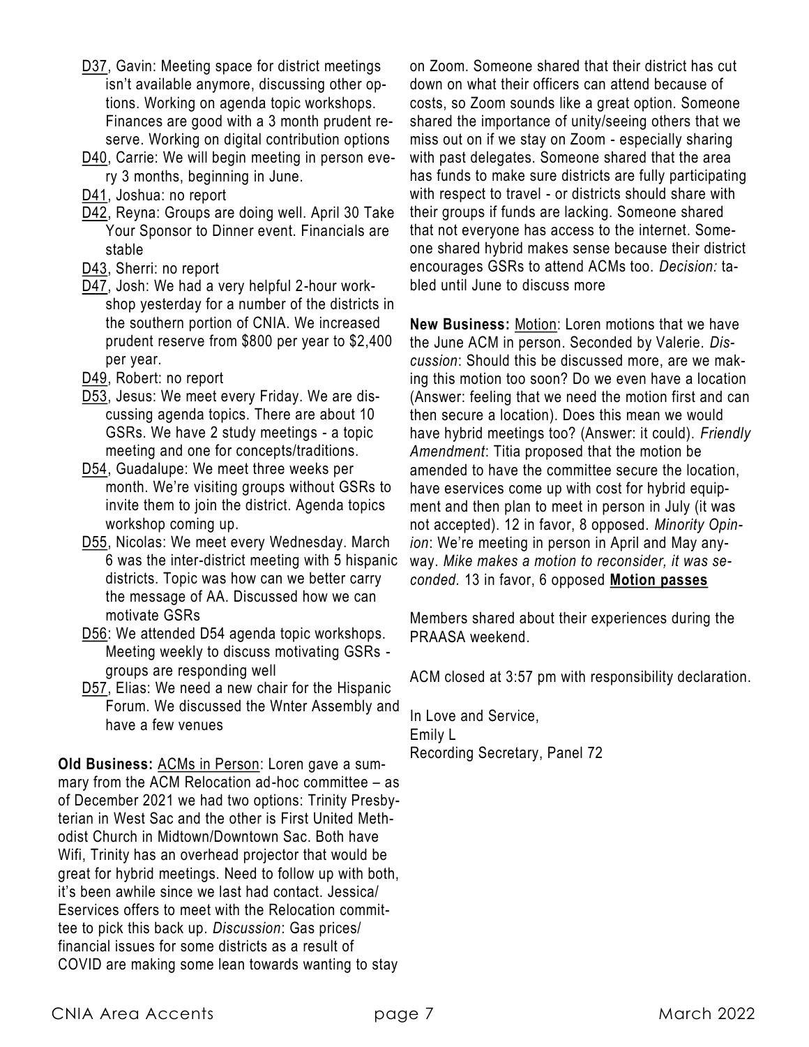- D37, Gavin: Meeting space for district meetings isn't available anymore, discussing other options. Working on agenda topic workshops. Finances are good with a 3 month prudent reserve. Working on digital contribution options
- D40, Carrie: We will begin meeting in person every 3 months, beginning in June.
- D41, Joshua: no report
- D42, Reyna: Groups are doing well. April 30 Take Your Sponsor to Dinner event. Financials are stable
- D43, Sherri: no report
- D47, Josh: We had a very helpful 2-hour workshop yesterday for a number of the districts in the southern portion of CNIA. We increased prudent reserve from $800 per year to $2,400 per year.
- D49, Robert: no report
- D53, Jesus: We meet every Friday. We are discussing agenda topics. There are about 10 GSRs. We have 2 study meetings - a topic meeting and one for concepts/traditions.
- D54, Guadalupe: We meet three weeks per month. We're visiting groups without GSRs to invite them to join the district. Agenda topics workshop coming up.
- D55, Nicolas: We meet every Wednesday. March 6 was the inter-district meeting with 5 hispanic districts. Topic was how can we better carry the message of AA. Discussed how we can motivate GSRs
- D56: We attended D54 agenda topic workshops. Meeting weekly to discuss motivating GSRs - groups are responding well
- D57, Elias: We need a new chair for the Hispanic Forum. We discussed the Wnter Assembly and have a few venues

**Old Business:** ACMs in Person: Loren gave a summary from the ACM Relocation ad-hoc committee – as of December 2021 we had two options: Trinity Presbyterian in West Sac and the other is First United Methodist Church in Midtown/Downtown Sac. Both have Wifi, Trinity has an overhead projector that would be great for hybrid meetings. Need to follow up with both, it's been awhile since we last had contact. Jessica/Eservices offers to meet with the Relocation committee to pick this back up. *Discussion*: Gas prices/financial issues for some districts as a result of COVID are making some lean towards wanting to stay on Zoom. Someone shared that their district has cut down on what their officers can attend because of costs, so Zoom sounds like a great option. Someone shared the importance of unity/seeing others that we miss out on if we stay on Zoom - especially sharing with past delegates. Someone shared that the area has funds to make sure districts are fully participating with respect to travel - or districts should share with their groups if funds are lacking. Someone shared that not everyone has access to the internet. Someone shared hybrid makes sense because their district encourages GSRs to attend ACMs too. *Decision:* tabled until June to discuss more

**New Business:** Motion: Loren motions that we have the June ACM in person. Seconded by Valerie. *Discussion*: Should this be discussed more, are we making this motion too soon? Do we even have a location (Answer: feeling that we need the motion first and can then secure a location). Does this mean we would have hybrid meetings too? (Answer: it could). *Friendly Amendment*: Titia proposed that the motion be amended to have the committee secure the location, have eservices come up with cost for hybrid equipment and then plan to meet in person in July (it was not accepted). 12 in favor, 8 opposed. *Minority Opinion*: We're meeting in person in April and May anyway. *Mike makes a motion to reconsider, it was seconded.* 13 in favor, 6 opposed **Motion passes**

Members shared about their experiences during the PRAASA weekend.

ACM closed at 3:57 pm with responsibility declaration.

In Love and Service,
Emily L
Recording Secretary, Panel 72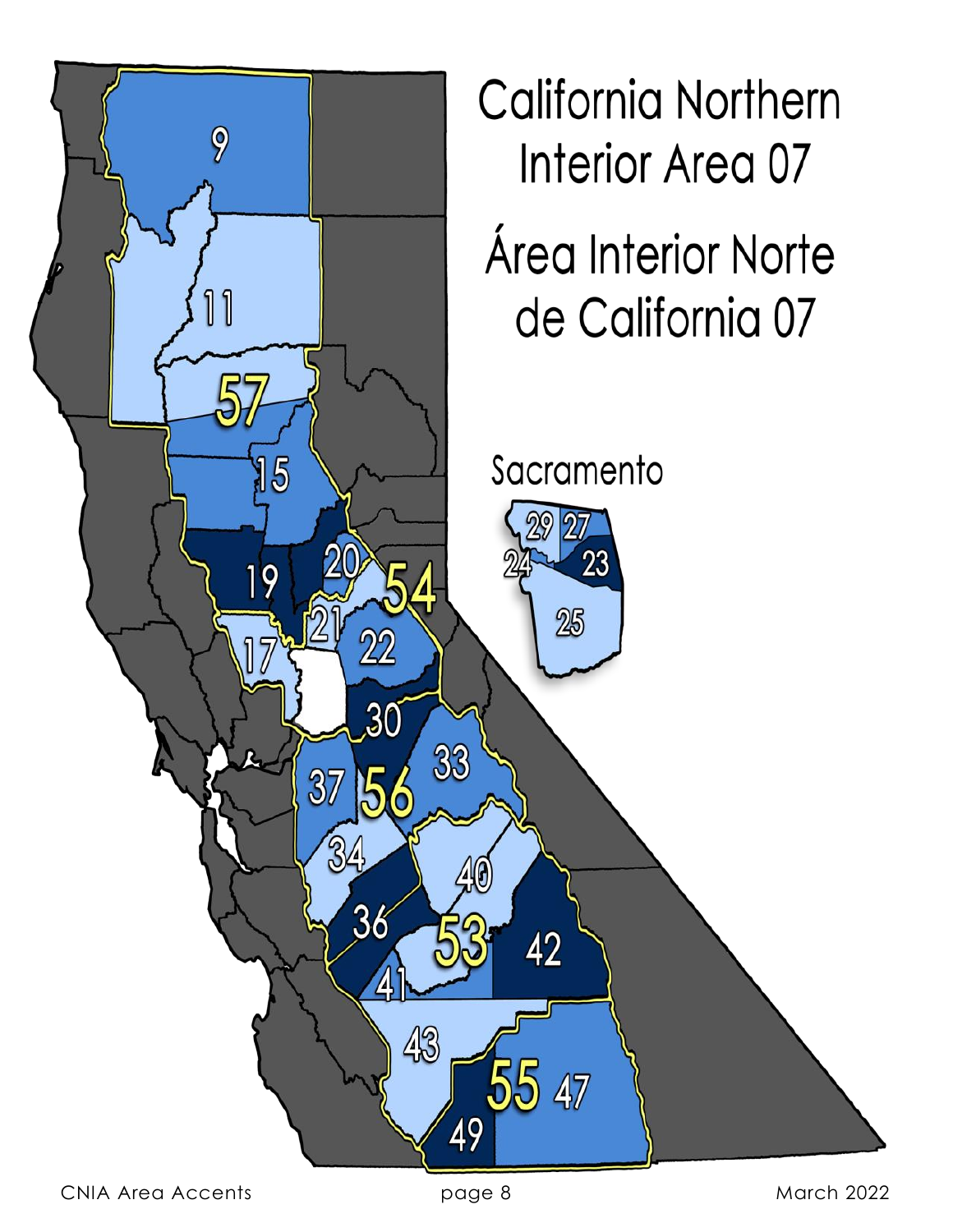# California Northern Interior Area 07

# Área Interior Norte de California 07

Sacramento

9, 11, 57, 15, 19, 20, 54, 21, 17, 22, 30, 33, 37, 56, 34, 40, 36, 53, 42, 41, 43, 55, 47, 49

29, 27, 24, 23, 25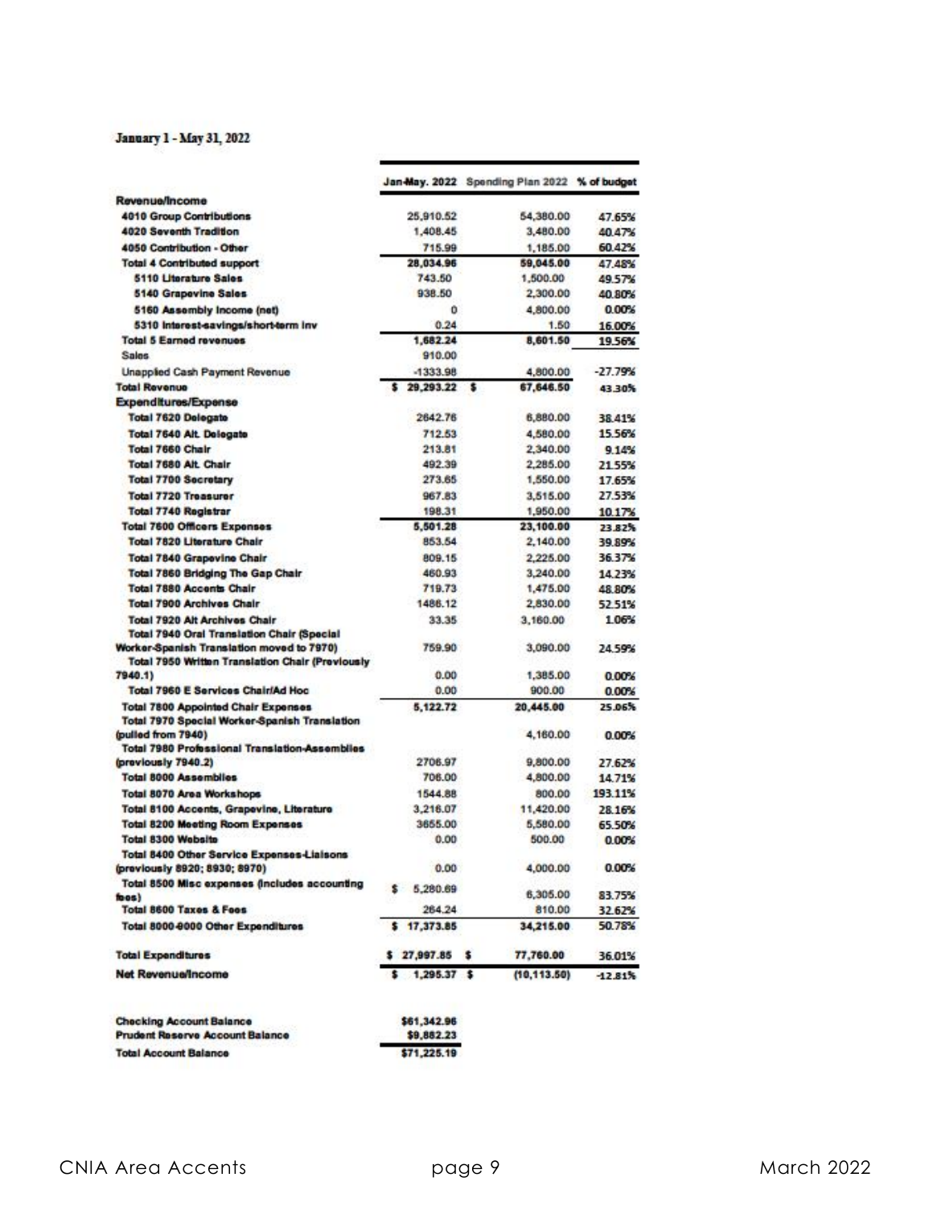January 1 - May 31, 2022

| | Jan-May. 2022 | Spending Plan 2022 | % of budget |
|---|---|---|---|
| **Revenue/Income** | | | |
| 4010 Group Contributions | 25,910.52 | 54,380.00 | 47.65% |
| 4020 Seventh Tradition | 1,408.45 | 3,480.00 | 40.47% |
| 4050 Contribution - Other | 715.99 | 1,185.00 | 60.42% |
| Total 4 Contributed support | 28,034.96 | 59,045.00 | 47.48% |
| 5110 Literature Sales | 743.50 | 1,500.00 | 49.57% |
| 5140 Grapevine Sales | 938.50 | 2,300.00 | 40.80% |
| 5160 Assembly Income (net) | 0 | 4,800.00 | 0.00% |
| 5310 Interest-savings/short-term Inv | 0.24 | 1.50 | 16.00% |
| Total 5 Earned revenues | 1,682.24 | 8,601.50 | 19.56% |
| Sales | 910.00 | | |
| Unapplied Cash Payment Revenue | -1333.98 | 4,800.00 | -27.79% |
| **Total Revenue** | $ 29,293.22 | $ 67,646.50 | 43.30% |
| **Expenditures/Expense** | | | |
| Total 7620 Delegate | 2642.76 | 6,880.00 | 38.41% |
| Total 7640 Alt. Delegate | 712.53 | 4,580.00 | 15.56% |
| Total 7660 Chair | 213.81 | 2,340.00 | 9.14% |
| Total 7680 Alt. Chair | 492.39 | 2,285.00 | 21.55% |
| Total 7700 Secretary | 273.65 | 1,550.00 | 17.65% |
| Total 7720 Treasurer | 967.83 | 3,515.00 | 27.53% |
| Total 7740 Registrar | 198.31 | 1,950.00 | 10.17% |
| Total 7600 Officers Expenses | 5,501.28 | 23,100.00 | 23.82% |
| Total 7820 Literature Chair | 853.54 | 2,140.00 | 39.89% |
| Total 7840 Grapevine Chair | 809.15 | 2,225.00 | 36.37% |
| Total 7860 Bridging The Gap Chair | 460.93 | 3,240.00 | 14.23% |
| Total 7880 Accents Chair | 719.73 | 1,475.00 | 48.80% |
| Total 7900 Archives Chair | 1486.12 | 2,830.00 | 52.51% |
| Total 7920 Alt Archives Chair | 33.35 | 3,160.00 | 1.06% |
| Total 7940 Oral Translation Chair (Special Worker-Spanish Translation moved to 7970) | 759.90 | 3,090.00 | 24.59% |
| Total 7950 Written Translation Chair (Previously 7940.1) | 0.00 | 1,385.00 | 0.00% |
| Total 7960 E Services Chair/Ad Hoc | 0.00 | 900.00 | 0.00% |
| Total 7800 Appointed Chair Expenses | 5,122.72 | 20,445.00 | 25.06% |
| Total 7970 Special Worker-Spanish Translation (pulled from 7940) | | 4,160.00 | 0.00% |
| Total 7980 Professional Translation-Assemblies (previously 7940.2) | 2706.97 | 9,800.00 | 27.62% |
| Total 8000 Assemblies | 706.00 | 4,800.00 | 14.71% |
| Total 8070 Area Workshops | 1544.88 | 800.00 | 193.11% |
| Total 8100 Accents, Grapevine, Literature | 3,216.07 | 11,420.00 | 28.16% |
| Total 8200 Meeting Room Expenses | 3655.00 | 5,580.00 | 65.50% |
| Total 8300 Website | 0.00 | 500.00 | 0.00% |
| Total 8400 Other Service Expenses-Liaisons (previously 8920; 8930; 8970) | 0.00 | 4,000.00 | 0.00% |
| Total 8500 Misc expenses (includes accounting fees) | $ 5,280.69 | 6,305.00 | 83.75% |
| Total 8600 Taxes & Fees | 264.24 | 810.00 | 32.62% |
| Total 8000-9000 Other Expenditures | $ 17,373.85 | 34,215.00 | 50.78% |
| **Total Expenditures** | $ 27,997.85 | $ 77,760.00 | 36.01% |
| **Net Revenue/Income** | $ 1,295.37 | $ (10,113.50) | -12.81% |

| | |
|---|---|
| Checking Account Balance | $61,342.96 |
| Prudent Reserve Account Balance | $9,882.23 |
| Total Account Balance | $71,225.19 |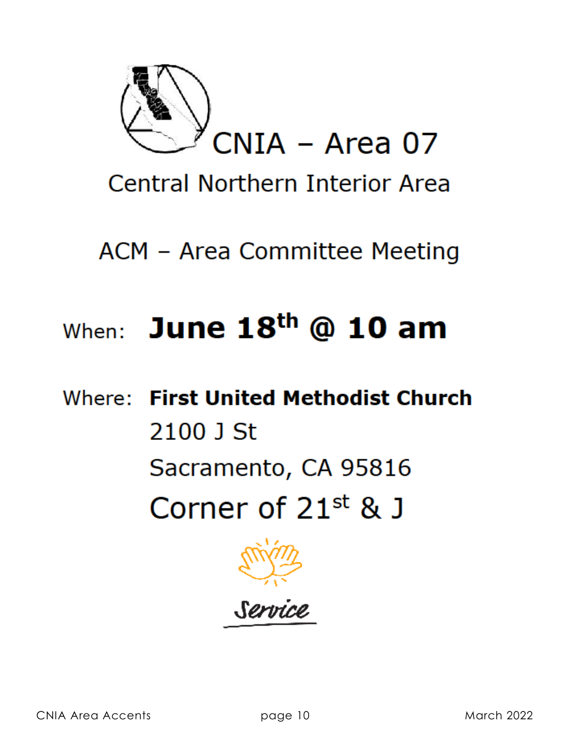# CNIA – Area 07

## Central Northern Interior Area

## ACM – Area Committee Meeting

When: **June 18th @ 10 am**

Where: **First United Methodist Church**

2100 J St

Sacramento, CA 95816

Corner of 21st & J

*Service*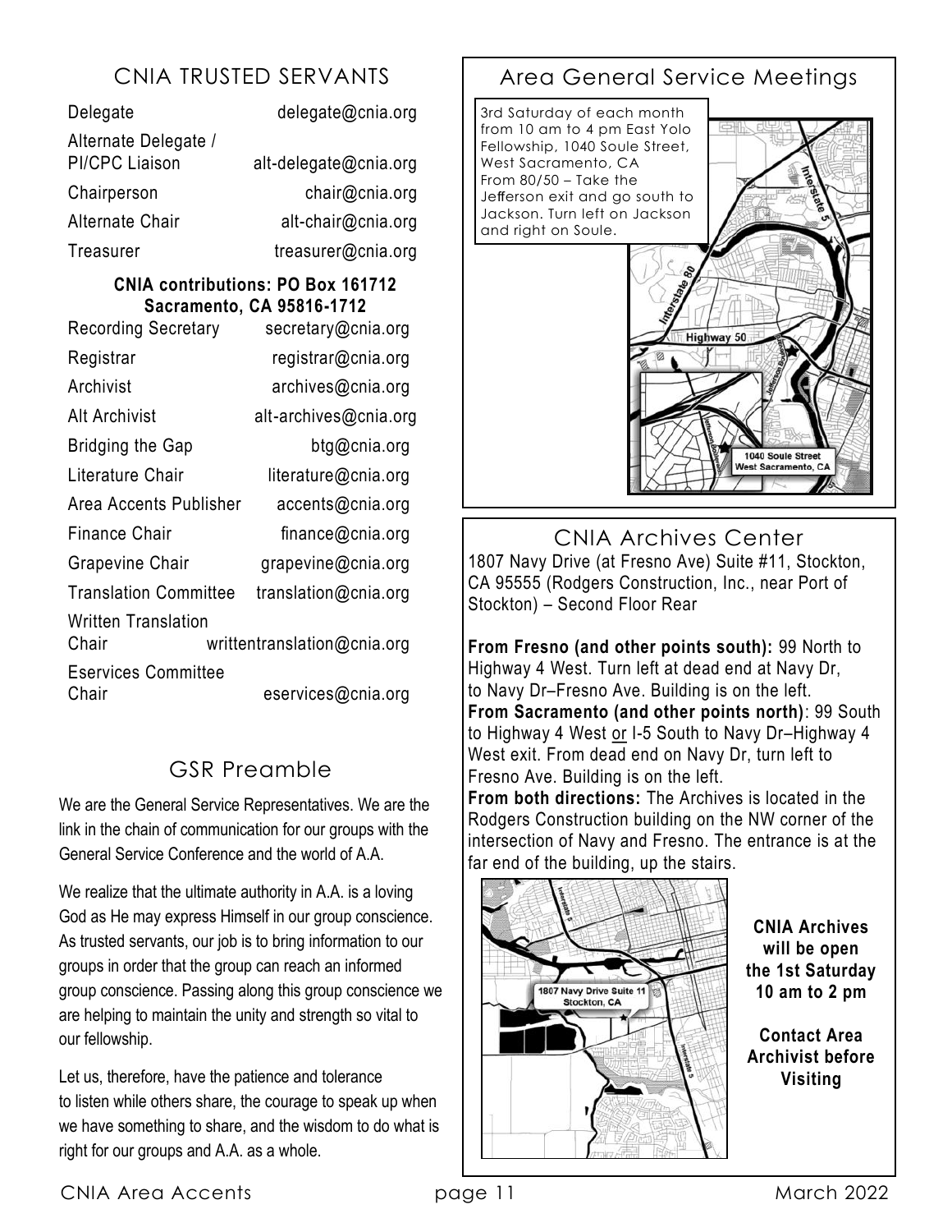## CNIA TRUSTED SERVANTS

| | |
|---|---|
| Delegate | delegate@cnia.org |
| Alternate Delegate / PI/CPC Liaison | alt-delegate@cnia.org |
| Chairperson | chair@cnia.org |
| Alternate Chair | alt-chair@cnia.org |
| Treasurer | treasurer@cnia.org |

**CNIA contributions: PO Box 161712 Sacramento, CA 95816-1712**

| | |
|---|---|
| Recording Secretary | secretary@cnia.org |
| Registrar | registrar@cnia.org |
| Archivist | archives@cnia.org |
| Alt Archivist | alt-archives@cnia.org |
| Bridging the Gap | btg@cnia.org |
| Literature Chair | literature@cnia.org |
| Area Accents Publisher | accents@cnia.org |
| Finance Chair | finance@cnia.org |
| Grapevine Chair | grapevine@cnia.org |
| Translation Committee | translation@cnia.org |
| Written Translation Chair | writtentranslation@cnia.org |
| Eservices Committee Chair | eservices@cnia.org |

## GSR Preamble

We are the General Service Representatives. We are the link in the chain of communication for our groups with the General Service Conference and the world of A.A.

We realize that the ultimate authority in A.A. is a loving God as He may express Himself in our group conscience. As trusted servants, our job is to bring information to our groups in order that the group can reach an informed group conscience. Passing along this group conscience we are helping to maintain the unity and strength so vital to our fellowship.

Let us, therefore, have the patience and tolerance to listen while others share, the courage to speak up when we have something to share, and the wisdom to do what is right for our groups and A.A. as a whole.

## Area General Service Meetings

3rd Saturday of each month from 10 am to 4 pm East Yolo Fellowship, 1040 Soule Street, West Sacramento, CA
From 80/50 – Take the Jefferson exit and go south to Jackson. Turn left on Jackson and right on Soule.

## CNIA Archives Center

1807 Navy Drive (at Fresno Ave) Suite #11, Stockton, CA 95555 (Rodgers Construction, Inc., near Port of Stockton) – Second Floor Rear

**From Fresno (and other points south):** 99 North to Highway 4 West. Turn left at dead end at Navy Dr, to Navy Dr–Fresno Ave. Building is on the left.
**From Sacramento (and other points north)**: 99 South to Highway 4 West or I-5 South to Navy Dr–Highway 4 West exit. From dead end on Navy Dr, turn left to Fresno Ave. Building is on the left.
**From both directions:** The Archives is located in the Rodgers Construction building on the NW corner of the intersection of Navy and Fresno. The entrance is at the far end of the building, up the stairs.

**CNIA Archives will be open the 1st Saturday 10 am to 2 pm**

**Contact Area Archivist before Visiting**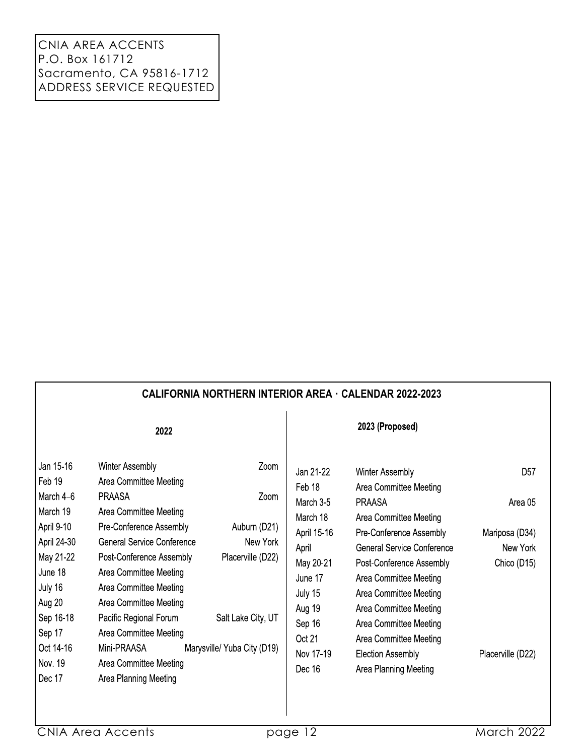CNIA AREA ACCENTS
P.O. Box 161712
Sacramento, CA 95816-1712
ADDRESS SERVICE REQUESTED

## CALIFORNIA NORTHERN INTERIOR AREA · CALENDAR 2022-2023

### 2022

| | | |
|---|---|---|
| Jan 15-16 | Winter Assembly | Zoom |
| Feb 19 | Area Committee Meeting | |
| March 4–6 | PRAASA | Zoom |
| March 19 | Area Committee Meeting | |
| April 9-10 | Pre-Conference Assembly | Auburn (D21) |
| April 24-30 | General Service Conference | New York |
| May 21-22 | Post-Conference Assembly | Placerville (D22) |
| June 18 | Area Committee Meeting | |
| July 16 | Area Committee Meeting | |
| Aug 20 | Area Committee Meeting | |
| Sep 16-18 | Pacific Regional Forum | Salt Lake City, UT |
| Sep 17 | Area Committee Meeting | |
| Oct 14-16 | Mini-PRAASA | Marysville/ Yuba City (D19) |
| Nov. 19 | Area Committee Meeting | |
| Dec 17 | Area Planning Meeting | |

### 2023 (Proposed)

| | | |
|---|---|---|
| Jan 21-22 | Winter Assembly | D57 |
| Feb 18 | Area Committee Meeting | |
| March 3-5 | PRAASA | Area 05 |
| March 18 | Area Committee Meeting | |
| April 15-16 | Pre-Conference Assembly | Mariposa (D34) |
| April | General Service Conference | New York |
| May 20-21 | Post-Conference Assembly | Chico (D15) |
| June 17 | Area Committee Meeting | |
| July 15 | Area Committee Meeting | |
| Aug 19 | Area Committee Meeting | |
| Sep 16 | Area Committee Meeting | |
| Oct 21 | Area Committee Meeting | |
| Nov 17-19 | Election Assembly | Placerville (D22) |
| Dec 16 | Area Planning Meeting | |